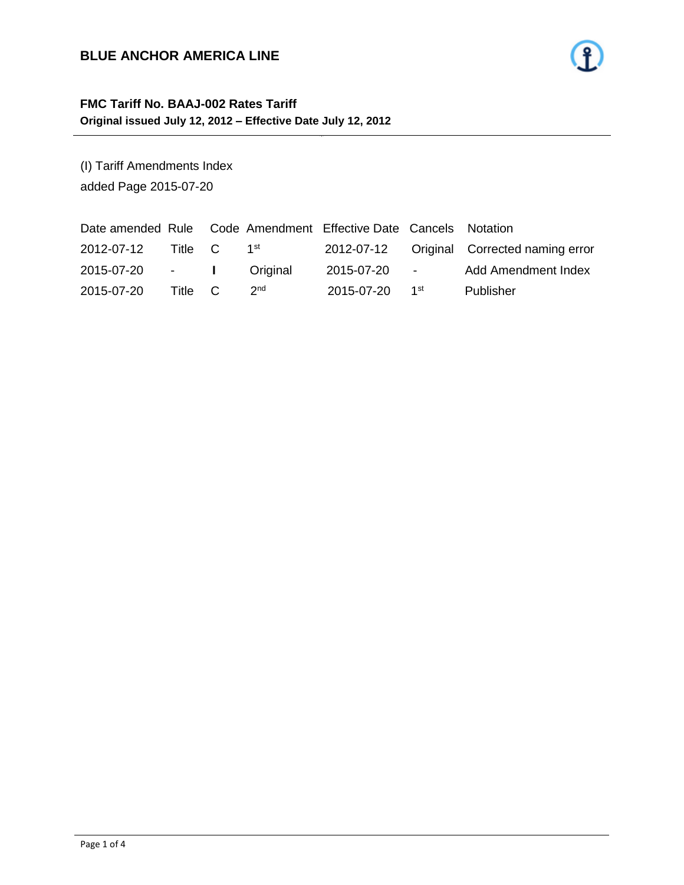# BLUE ANCHOR AMERICA LINE

## FMC Tariff No. BAAJ-002 Rates Tariff

**Original issued July 12, 2012 – Effective Date July 12, 2012**

(I) Tariff Amendments Index

added Page 2015-07-20

| Date amended | Rule | Code | Amendment | Effective Date | Cancels | Notation |
|---|---|---|---|---|---|---|
| 2012-07-12 | Title | C | 1st | 2012-07-12 | Original | Corrected naming error |
| 2015-07-20 | - | **I** | Original | 2015-07-20 | - | Add Amendment Index |
| 2015-07-20 | Title | C | 2nd | 2015-07-20 | 1st | Publisher |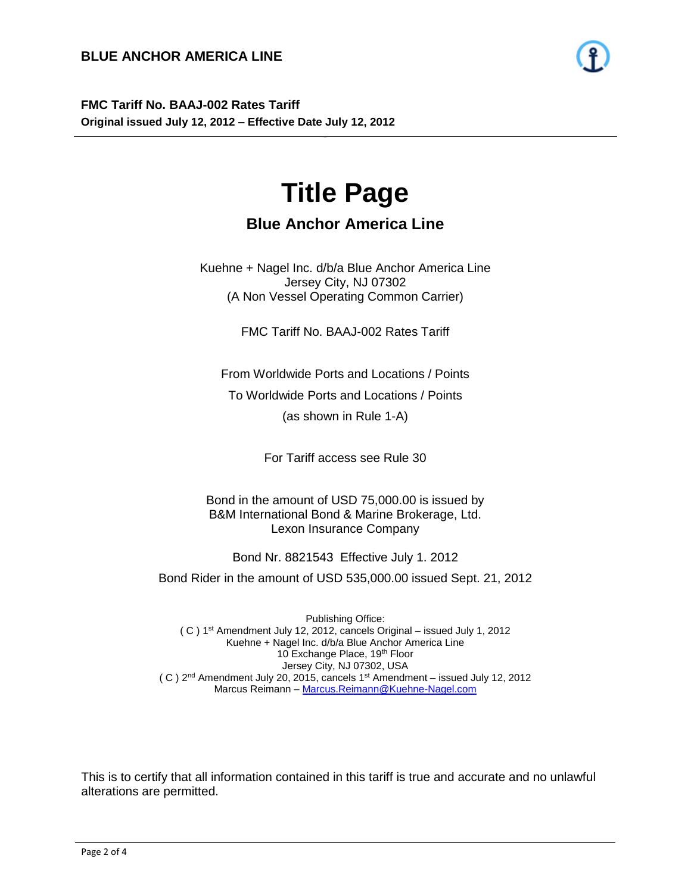**BLUE ANCHOR AMERICA LINE**

**FMC Tariff No. BAAJ-002 Rates Tariff**
**Original issued July 12, 2012 – Effective Date July 12, 2012**

# Title Page

## Blue Anchor America Line

Kuehne + Nagel Inc. d/b/a Blue Anchor America Line
Jersey City, NJ 07302
(A Non Vessel Operating Common Carrier)

FMC Tariff No. BAAJ-002 Rates Tariff

From Worldwide Ports and Locations / Points

To Worldwide Ports and Locations / Points

(as shown in Rule 1-A)

For Tariff access see Rule 30

Bond in the amount of USD 75,000.00 is issued by
B&M International Bond & Marine Brokerage, Ltd.
Lexon Insurance Company

Bond Nr. 8821543 Effective July 1. 2012

Bond Rider in the amount of USD 535,000.00 issued Sept. 21, 2012

Publishing Office:
( C ) 1st Amendment July 12, 2012, cancels Original – issued July 1, 2012
Kuehne + Nagel Inc. d/b/a Blue Anchor America Line
10 Exchange Place, 19th Floor
Jersey City, NJ 07302, USA
( C ) 2nd Amendment July 20, 2015, cancels 1st Amendment – issued July 12, 2012
Marcus Reimann – Marcus.Reimann@Kuehne-Nagel.com

This is to certify that all information contained in this tariff is true and accurate and no unlawful alterations are permitted.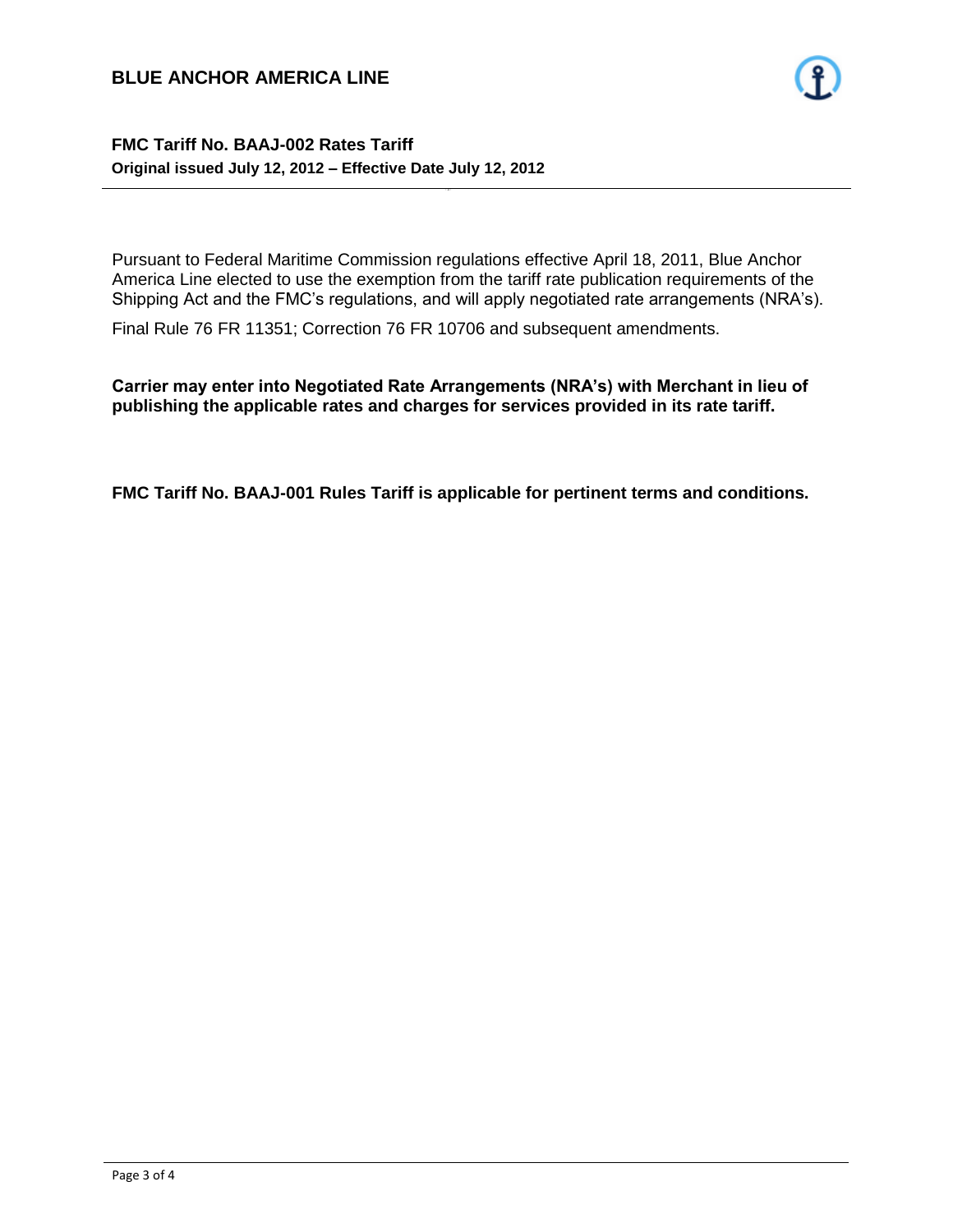# BLUE ANCHOR AMERICA LINE

## FMC Tariff No. BAAJ-002 Rates Tariff

**Original issued July 12, 2012 – Effective Date July 12, 2012**

Pursuant to Federal Maritime Commission regulations effective April 18, 2011, Blue Anchor America Line elected to use the exemption from the tariff rate publication requirements of the Shipping Act and the FMC's regulations, and will apply negotiated rate arrangements (NRA's).

Final Rule 76 FR 11351; Correction 76 FR 10706 and subsequent amendments.

**Carrier may enter into Negotiated Rate Arrangements (NRA's) with Merchant in lieu of publishing the applicable rates and charges for services provided in its rate tariff.**

**FMC Tariff No. BAAJ-001 Rules Tariff is applicable for pertinent terms and conditions.**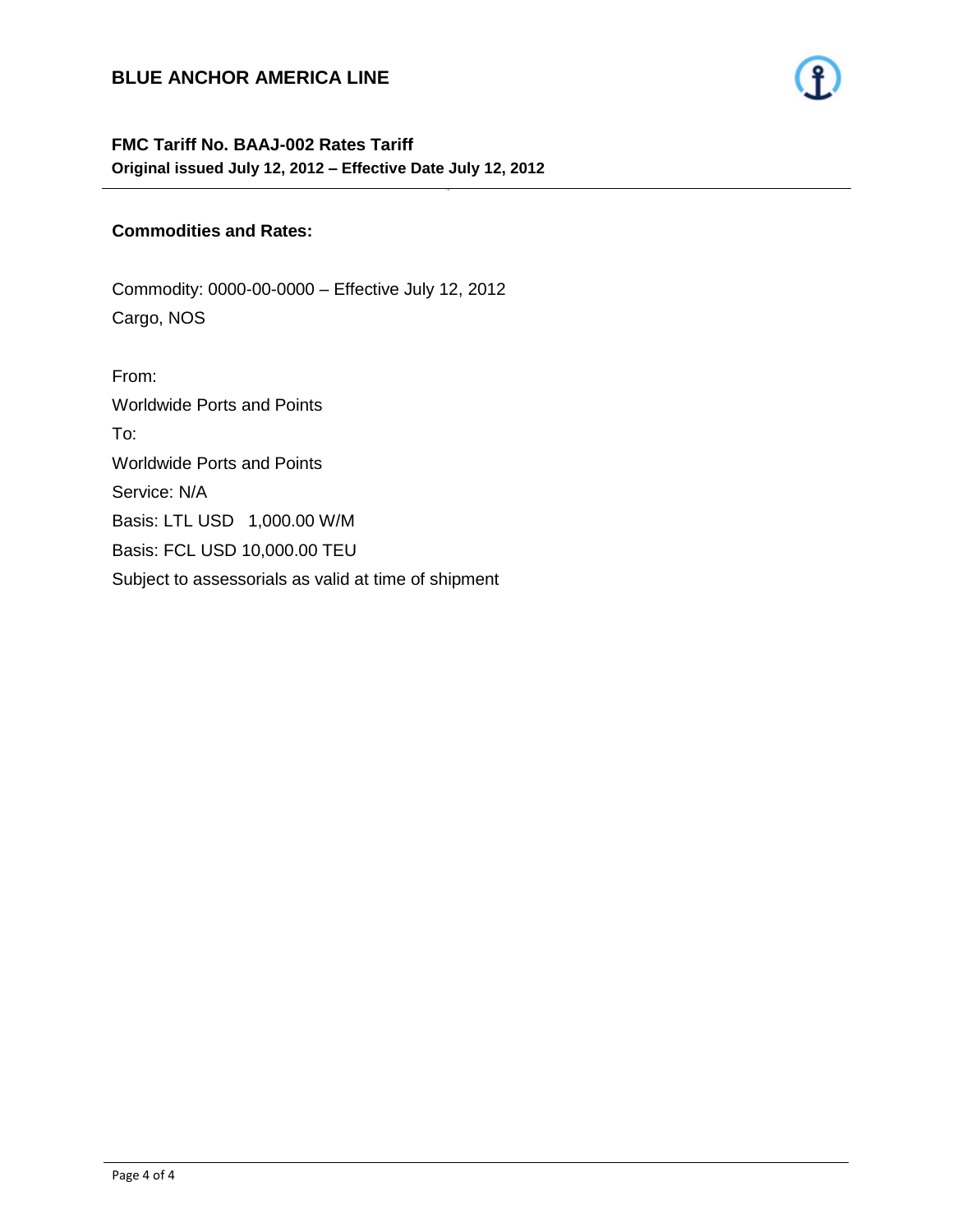**Commodities and Rates:**

Commodity: 0000-00-0000 – Effective July 12, 2012
Cargo, NOS

From:
Worldwide Ports and Points
To:
Worldwide Ports and Points
Service: N/A
Basis: LTL USD 1,000.00 W/M
Basis: FCL USD 10,000.00 TEU
Subject to assessorials as valid at time of shipment